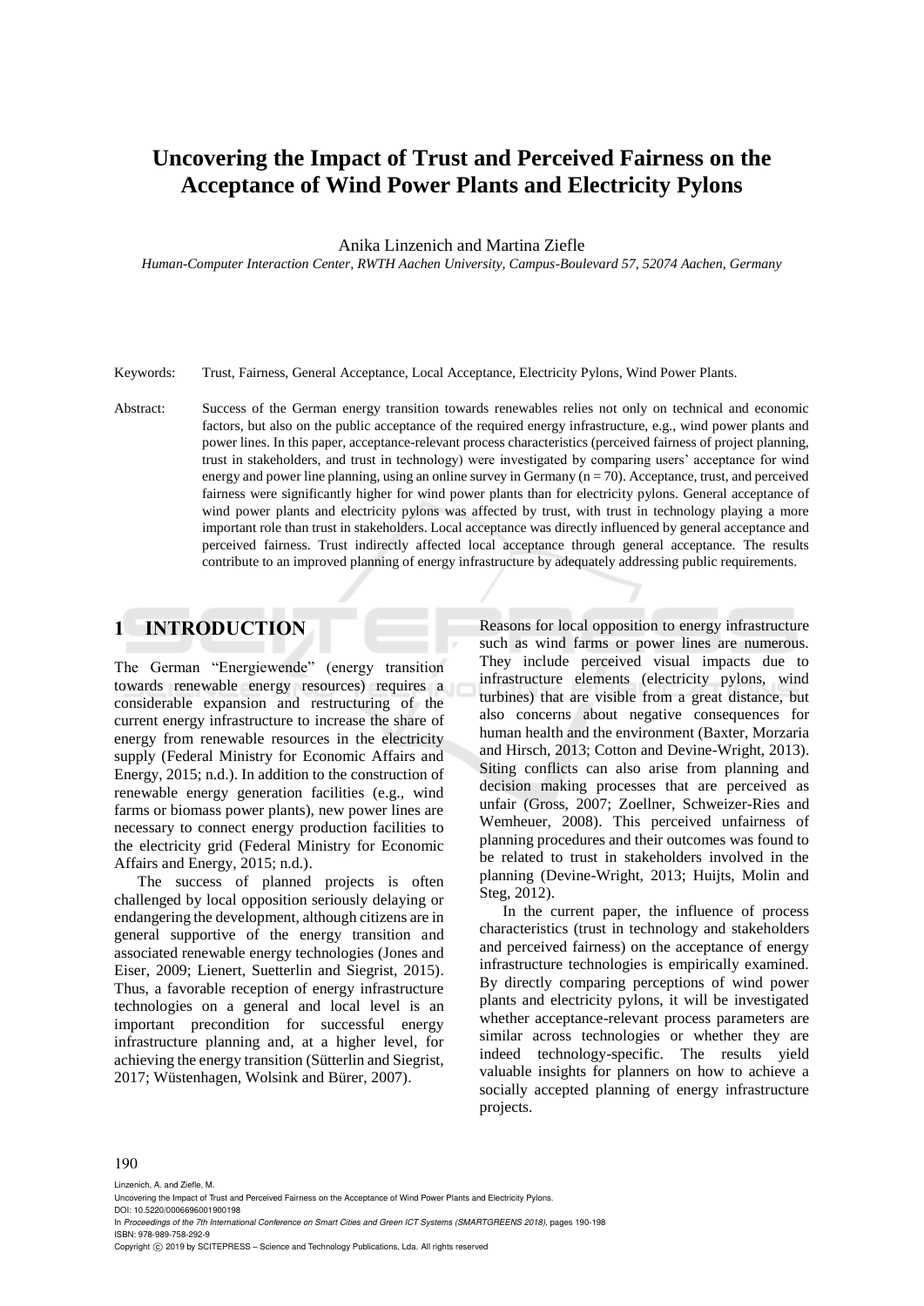# Uncovering the Impact of Trust and Perceived Fairness on the Acceptance of Wind Power Plants and Electricity Pylons

Anika Linzenich and Martina Ziefle

*Human-Computer Interaction Center, RWTH Aachen University, Campus-Boulevard 57, 52074 Aachen, Germany*

Keywords: Trust, Fairness, General Acceptance, Local Acceptance, Electricity Pylons, Wind Power Plants.

Abstract: Success of the German energy transition towards renewables relies not only on technical and economic factors, but also on the public acceptance of the required energy infrastructure, e.g., wind power plants and power lines. In this paper, acceptance-relevant process characteristics (perceived fairness of project planning, trust in stakeholders, and trust in technology) were investigated by comparing users' acceptance for wind energy and power line planning, using an online survey in Germany (n = 70). Acceptance, trust, and perceived fairness were significantly higher for wind power plants than for electricity pylons. General acceptance of wind power plants and electricity pylons was affected by trust, with trust in technology playing a more important role than trust in stakeholders. Local acceptance was directly influenced by general acceptance and perceived fairness. Trust indirectly affected local acceptance through general acceptance. The results contribute to an improved planning of energy infrastructure by adequately addressing public requirements.

## 1 INTRODUCTION

The German "Energiewende" (energy transition towards renewable energy resources) requires a considerable expansion and restructuring of the current energy infrastructure to increase the share of energy from renewable resources in the electricity supply (Federal Ministry for Economic Affairs and Energy, 2015; n.d.). In addition to the construction of renewable energy generation facilities (e.g., wind farms or biomass power plants), new power lines are necessary to connect energy production facilities to the electricity grid (Federal Ministry for Economic Affairs and Energy, 2015; n.d.).

The success of planned projects is often challenged by local opposition seriously delaying or endangering the development, although citizens are in general supportive of the energy transition and associated renewable energy technologies (Jones and Eiser, 2009; Lienert, Suetterlin and Siegrist, 2015). Thus, a favorable reception of energy infrastructure technologies on a general and local level is an important precondition for successful energy infrastructure planning and, at a higher level, for achieving the energy transition (Sütterlin and Siegrist, 2017; Wüstenhagen, Wolsink and Bürer, 2007).

Reasons for local opposition to energy infrastructure such as wind farms or power lines are numerous. They include perceived visual impacts due to infrastructure elements (electricity pylons, wind turbines) that are visible from a great distance, but also concerns about negative consequences for human health and the environment (Baxter, Morzaria and Hirsch, 2013; Cotton and Devine-Wright, 2013). Siting conflicts can also arise from planning and decision making processes that are perceived as unfair (Gross, 2007; Zoellner, Schweizer-Ries and Wemheuer, 2008). This perceived unfairness of planning procedures and their outcomes was found to be related to trust in stakeholders involved in the planning (Devine-Wright, 2013; Huijts, Molin and Steg, 2012).

In the current paper, the influence of process characteristics (trust in technology and stakeholders and perceived fairness) on the acceptance of energy infrastructure technologies is empirically examined. By directly comparing perceptions of wind power plants and electricity pylons, it will be investigated whether acceptance-relevant process parameters are similar across technologies or whether they are indeed technology-specific. The results yield valuable insights for planners on how to achieve a socially accepted planning of energy infrastructure projects.

Linzenich, A. and Ziefle, M.
Uncovering the Impact of Trust and Perceived Fairness on the Acceptance of Wind Power Plants and Electricity Pylons.
DOI: 10.5220/0006696001900198
In *Proceedings of the 7th International Conference on Smart Cities and Green ICT Systems (SMARTGREENS 2018)*, pages 190-198
ISBN: 978-989-758-292-9
Copyright © 2019 by SCITEPRESS – Science and Technology Publications, Lda. All rights reserved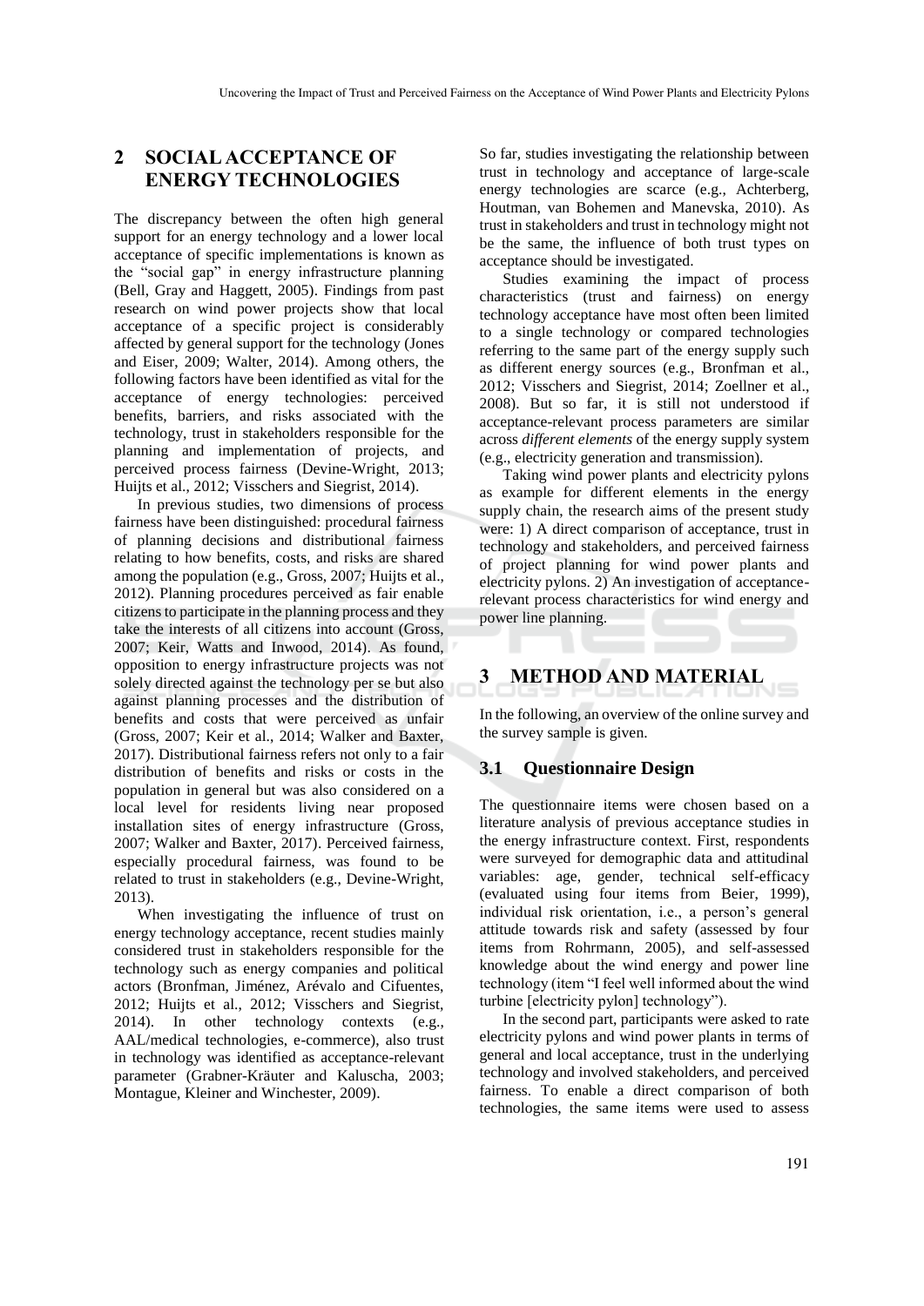## 2 SOCIAL ACCEPTANCE OF ENERGY TECHNOLOGIES

The discrepancy between the often high general support for an energy technology and a lower local acceptance of specific implementations is known as the "social gap" in energy infrastructure planning (Bell, Gray and Haggett, 2005). Findings from past research on wind power projects show that local acceptance of a specific project is considerably affected by general support for the technology (Jones and Eiser, 2009; Walter, 2014). Among others, the following factors have been identified as vital for the acceptance of energy technologies: perceived benefits, barriers, and risks associated with the technology, trust in stakeholders responsible for the planning and implementation of projects, and perceived process fairness (Devine-Wright, 2013; Huijts et al., 2012; Visschers and Siegrist, 2014).

In previous studies, two dimensions of process fairness have been distinguished: procedural fairness of planning decisions and distributional fairness relating to how benefits, costs, and risks are shared among the population (e.g., Gross, 2007; Huijts et al., 2012). Planning procedures perceived as fair enable citizens to participate in the planning process and they take the interests of all citizens into account (Gross, 2007; Keir, Watts and Inwood, 2014). As found, opposition to energy infrastructure projects was not solely directed against the technology per se but also against planning processes and the distribution of benefits and costs that were perceived as unfair (Gross, 2007; Keir et al., 2014; Walker and Baxter, 2017). Distributional fairness refers not only to a fair distribution of benefits and risks or costs in the population in general but was also considered on a local level for residents living near proposed installation sites of energy infrastructure (Gross, 2007; Walker and Baxter, 2017). Perceived fairness, especially procedural fairness, was found to be related to trust in stakeholders (e.g., Devine-Wright, 2013).

When investigating the influence of trust on energy technology acceptance, recent studies mainly considered trust in stakeholders responsible for the technology such as energy companies and political actors (Bronfman, Jiménez, Arévalo and Cifuentes, 2012; Huijts et al., 2012; Visschers and Siegrist, 2014). In other technology contexts (e.g., AAL/medical technologies, e-commerce), also trust in technology was identified as acceptance-relevant parameter (Grabner-Kräuter and Kaluscha, 2003; Montague, Kleiner and Winchester, 2009).

So far, studies investigating the relationship between trust in technology and acceptance of large-scale energy technologies are scarce (e.g., Achterberg, Houtman, van Bohemen and Manevska, 2010). As trust in stakeholders and trust in technology might not be the same, the influence of both trust types on acceptance should be investigated.

Studies examining the impact of process characteristics (trust and fairness) on energy technology acceptance have most often been limited to a single technology or compared technologies referring to the same part of the energy supply such as different energy sources (e.g., Bronfman et al., 2012; Visschers and Siegrist, 2014; Zoellner et al., 2008). But so far, it is still not understood if acceptance-relevant process parameters are similar across *different elements* of the energy supply system (e.g., electricity generation and transmission).

Taking wind power plants and electricity pylons as example for different elements in the energy supply chain, the research aims of the present study were: 1) A direct comparison of acceptance, trust in technology and stakeholders, and perceived fairness of project planning for wind power plants and electricity pylons. 2) An investigation of acceptance-relevant process characteristics for wind energy and power line planning.

## 3 METHOD AND MATERIAL

In the following, an overview of the online survey and the survey sample is given.

### 3.1 Questionnaire Design

The questionnaire items were chosen based on a literature analysis of previous acceptance studies in the energy infrastructure context. First, respondents were surveyed for demographic data and attitudinal variables: age, gender, technical self-efficacy (evaluated using four items from Beier, 1999), individual risk orientation, i.e., a person's general attitude towards risk and safety (assessed by four items from Rohrmann, 2005), and self-assessed knowledge about the wind energy and power line technology (item "I feel well informed about the wind turbine [electricity pylon] technology").

In the second part, participants were asked to rate electricity pylons and wind power plants in terms of general and local acceptance, trust in the underlying technology and involved stakeholders, and perceived fairness. To enable a direct comparison of both technologies, the same items were used to assess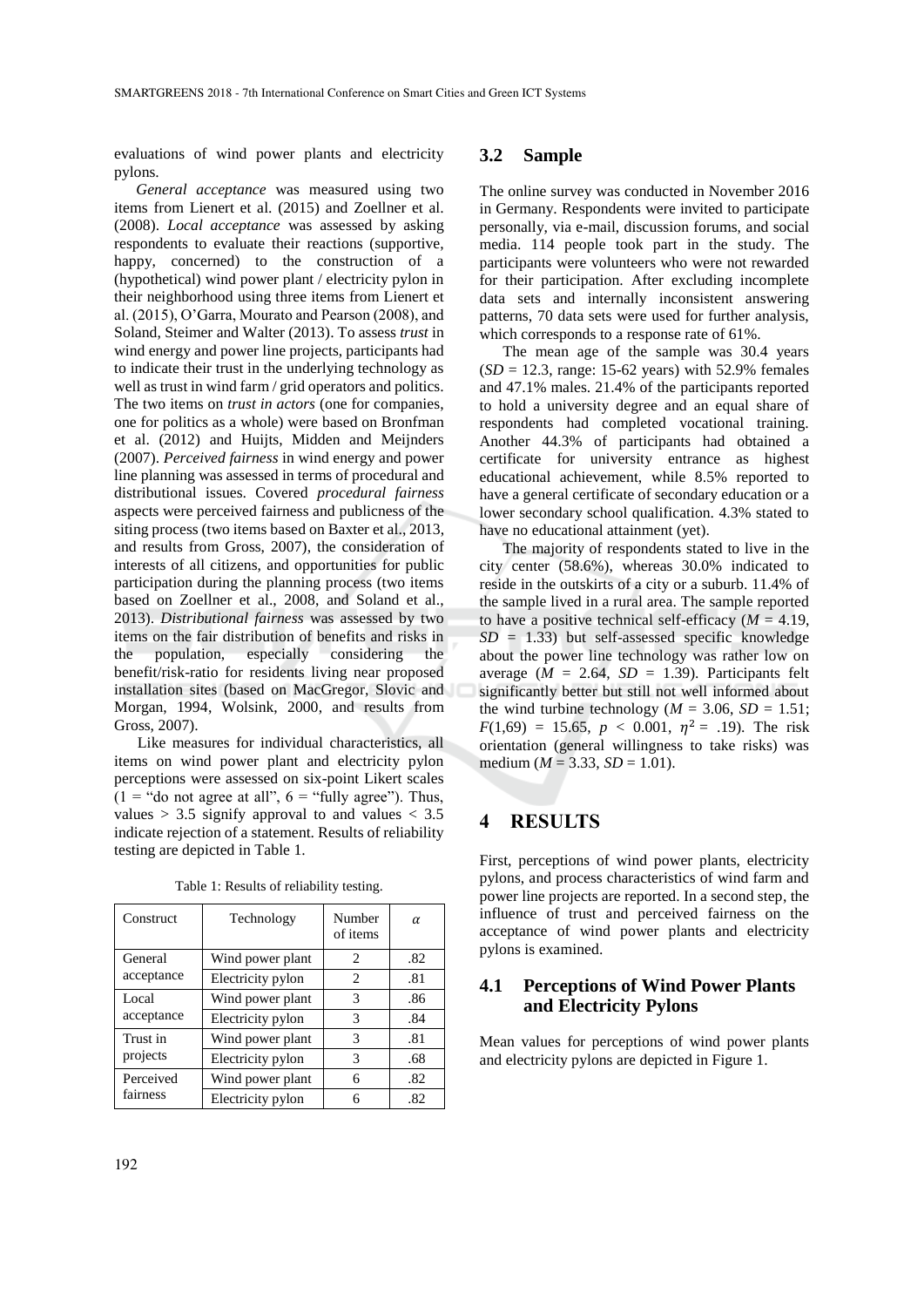evaluations of wind power plants and electricity pylons.

*General acceptance* was measured using two items from Lienert et al. (2015) and Zoellner et al. (2008). *Local acceptance* was assessed by asking respondents to evaluate their reactions (supportive, happy, concerned) to the construction of a (hypothetical) wind power plant / electricity pylon in their neighborhood using three items from Lienert et al. (2015), O'Garra, Mourato and Pearson (2008), and Soland, Steimer and Walter (2013). To assess *trust* in wind energy and power line projects, participants had to indicate their trust in the underlying technology as well as trust in wind farm / grid operators and politics. The two items on *trust in actors* (one for companies, one for politics as a whole) were based on Bronfman et al. (2012) and Huijts, Midden and Meijnders (2007). *Perceived fairness* in wind energy and power line planning was assessed in terms of procedural and distributional issues. Covered *procedural fairness* aspects were perceived fairness and publicness of the siting process (two items based on Baxter et al., 2013, and results from Gross, 2007), the consideration of interests of all citizens, and opportunities for public participation during the planning process (two items based on Zoellner et al., 2008, and Soland et al., 2013). *Distributional fairness* was assessed by two items on the fair distribution of benefits and risks in the population, especially considering the benefit/risk-ratio for residents living near proposed installation sites (based on MacGregor, Slovic and Morgan, 1994, Wolsink, 2000, and results from Gross, 2007).

Like measures for individual characteristics, all items on wind power plant and electricity pylon perceptions were assessed on six-point Likert scales (1 = "do not agree at all", 6 = "fully agree"). Thus, values > 3.5 signify approval to and values < 3.5 indicate rejection of a statement. Results of reliability testing are depicted in Table 1.

Table 1: Results of reliability testing.

| Construct | Technology | Number of items | $\alpha$ |
|---|---|---|---|
| General acceptance | Wind power plant | 2 | .82 |
| | Electricity pylon | 2 | .81 |
| Local acceptance | Wind power plant | 3 | .86 |
| | Electricity pylon | 3 | .84 |
| Trust in projects | Wind power plant | 3 | .81 |
| | Electricity pylon | 3 | .68 |
| Perceived fairness | Wind power plant | 6 | .82 |
| | Electricity pylon | 6 | .82 |

## 3.2 Sample

The online survey was conducted in November 2016 in Germany. Respondents were invited to participate personally, via e-mail, discussion forums, and social media. 114 people took part in the study. The participants were volunteers who were not rewarded for their participation. After excluding incomplete data sets and internally inconsistent answering patterns, 70 data sets were used for further analysis, which corresponds to a response rate of 61%.

The mean age of the sample was 30.4 years ($SD$ = 12.3, range: 15-62 years) with 52.9% females and 47.1% males. 21.4% of the participants reported to hold a university degree and an equal share of respondents had completed vocational training. Another 44.3% of participants had obtained a certificate for university entrance as highest educational achievement, while 8.5% reported to have a general certificate of secondary education or a lower secondary school qualification. 4.3% stated to have no educational attainment (yet).

The majority of respondents stated to live in the city center (58.6%), whereas 30.0% indicated to reside in the outskirts of a city or a suburb. 11.4% of the sample lived in a rural area. The sample reported to have a positive technical self-efficacy ($M$ = 4.19, $SD$ = 1.33) but self-assessed specific knowledge about the power line technology was rather low on average ($M$ = 2.64, $SD$ = 1.39). Participants felt significantly better but still not well informed about the wind turbine technology ($M$ = 3.06, $SD$ = 1.51; $F(1,69)$ = 15.65, $p$ < 0.001, $\eta^2$ = .19). The risk orientation (general willingness to take risks) was medium ($M$ = 3.33, $SD$ = 1.01).

# 4 RESULTS

First, perceptions of wind power plants, electricity pylons, and process characteristics of wind farm and power line projects are reported. In a second step, the influence of trust and perceived fairness on the acceptance of wind power plants and electricity pylons is examined.

## 4.1 Perceptions of Wind Power Plants and Electricity Pylons

Mean values for perceptions of wind power plants and electricity pylons are depicted in Figure 1.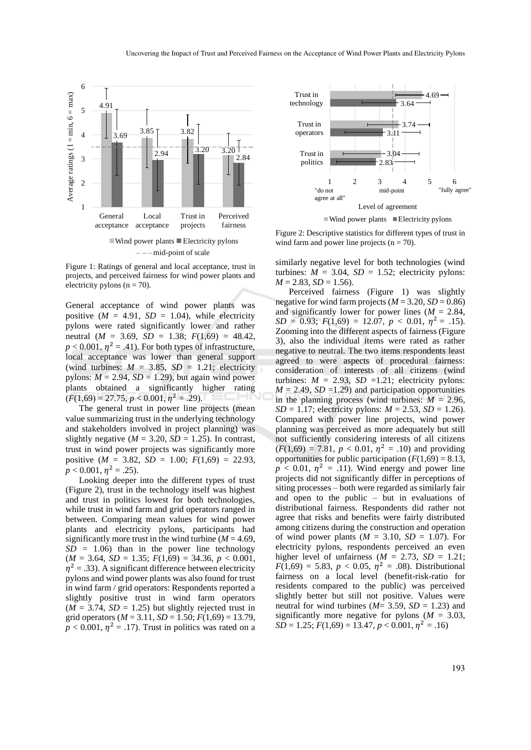6
5
4
3
2
1

Average ratings (1 = min, 6 = max)

4.91
3.69
3.85
2.94
3.82
3.20
3.20
2.84

General acceptance
Local acceptance
Trust in projects
Perceived fairness

Wind power plants ■ Electricity pylons

– – – mid-point of scale

Figure 1: Ratings of general and local acceptance, trust in projects, and perceived fairness for wind power plants and electricity pylons (n = 70).

Trust in technology
Trust in operators
Trust in politics

4.69
3.64
3.74
3.11
3.04
2.83

1 "do not agree at all"
2
3
4 mid-point
5
6 "fully agree"

Level of agreement

Wind power plants ■ Electricity pylons

Figure 2: Descriptive statistics for different types of trust in wind farm and power line projects (n = 70).

General acceptance of wind power plants was positive ($M$ = 4.91, $SD$ = 1.04), while electricity pylons were rated significantly lower and rather neutral ($M$ = 3.69, $SD$ = 1.38; $F(1,69)$ = 48.42, $p < 0.001$, $\eta^2$ = .41). For both types of infrastructure, local acceptance was lower than general support (wind turbines: $M$ = 3.85, $SD$ = 1.21; electricity pylons: $M$ = 2.94, $SD$ = 1.29), but again wind power plants obtained a significantly higher rating ($F(1,69)$ = 27.75, $p < 0.001$, $\eta^2$ = .29).

The general trust in power line projects (mean value summarizing trust in the underlying technology and stakeholders involved in project planning) was slightly negative ($M$ = 3.20, $SD$ = 1.25). In contrast, trust in wind power projects was significantly more positive ($M$ = 3.82, $SD$ = 1.00; $F(1,69)$ = 22.93, $p < 0.001$, $\eta^2$ = .25).

Looking deeper into the different types of trust (Figure 2), trust in the technology itself was highest and trust in politics lowest for both technologies, while trust in wind farm and grid operators ranged in between. Comparing mean values for wind power plants and electricity pylons, participants had significantly more trust in the wind turbine ($M$ = 4.69, $SD$ = 1.06) than in the power line technology ($M$ = 3.64, $SD$ = 1.35; $F(1,69)$ = 34.36, $p < 0.001$, $\eta^2$ = .33). A significant difference between electricity pylons and wind power plants was also found for trust in wind farm / grid operators: Respondents reported a slightly positive trust in wind farm operators ($M$ = 3.74, $SD$ = 1.25) but slightly rejected trust in grid operators ($M$ = 3.11, $SD$ = 1.50; $F(1,69)$ = 13.79, $p < 0.001$, $\eta^2$ = .17). Trust in politics was rated on a similarly negative level for both technologies (wind turbines: $M$ = 3.04, $SD$ = 1.52; electricity pylons: $M$ = 2.83, $SD$ = 1.56).

Perceived fairness (Figure 1) was slightly negative for wind farm projects ($M$ = 3.20, $SD$ = 0.86) and significantly lower for power lines ($M$ = 2.84, $SD$ = 0.93; $F(1,69)$ = 12.07, $p < 0.01$, $\eta^2$ = .15). Zooming into the different aspects of fairness (Figure 3), also the individual items were rated as rather negative to neutral. The two items respondents least agreed to were aspects of procedural fairness: consideration of interests of all citizens (wind turbines: $M$ = 2.93, $SD$ =1.21; electricity pylons: $M$ = 2.49, $SD$ =1.29) and participation opportunities in the planning process (wind turbines: $M$ = 2.96, $SD$ = 1.17; electricity pylons: $M$ = 2.53, $SD$ = 1.26). Compared with power line projects, wind power planning was perceived as more adequately but still not sufficiently considering interests of all citizens ($F(1,69)$ = 7.81, $p < 0.01$, $\eta^2$ = .10) and providing opportunities for public participation ($F(1,69)$ = 8.13, $p < 0.01$, $\eta^2$ = .11). Wind energy and power line projects did not significantly differ in perceptions of siting processes – both were regarded as similarly fair and open to the public – but in evaluations of distributional fairness. Respondents did rather not agree that risks and benefits were fairly distributed among citizens during the construction and operation of wind power plants ($M$ = 3.10, $SD$ = 1.07). For electricity pylons, respondents perceived an even higher level of unfairness ($M$ = 2.73, $SD$ = 1.21; $F(1,69)$ = 5.83, $p < 0.05$, $\eta^2$ = .08). Distributional fairness on a local level (benefit-risk-ratio for residents compared to the public) was perceived slightly better but still not positive. Values were neutral for wind turbines ($M$= 3.59, $SD$ = 1.23) and significantly more negative for pylons ($M$ = 3.03, $SD$ = 1.25; $F(1,69)$ = 13.47, $p < 0.001$, $\eta^2$ = .16)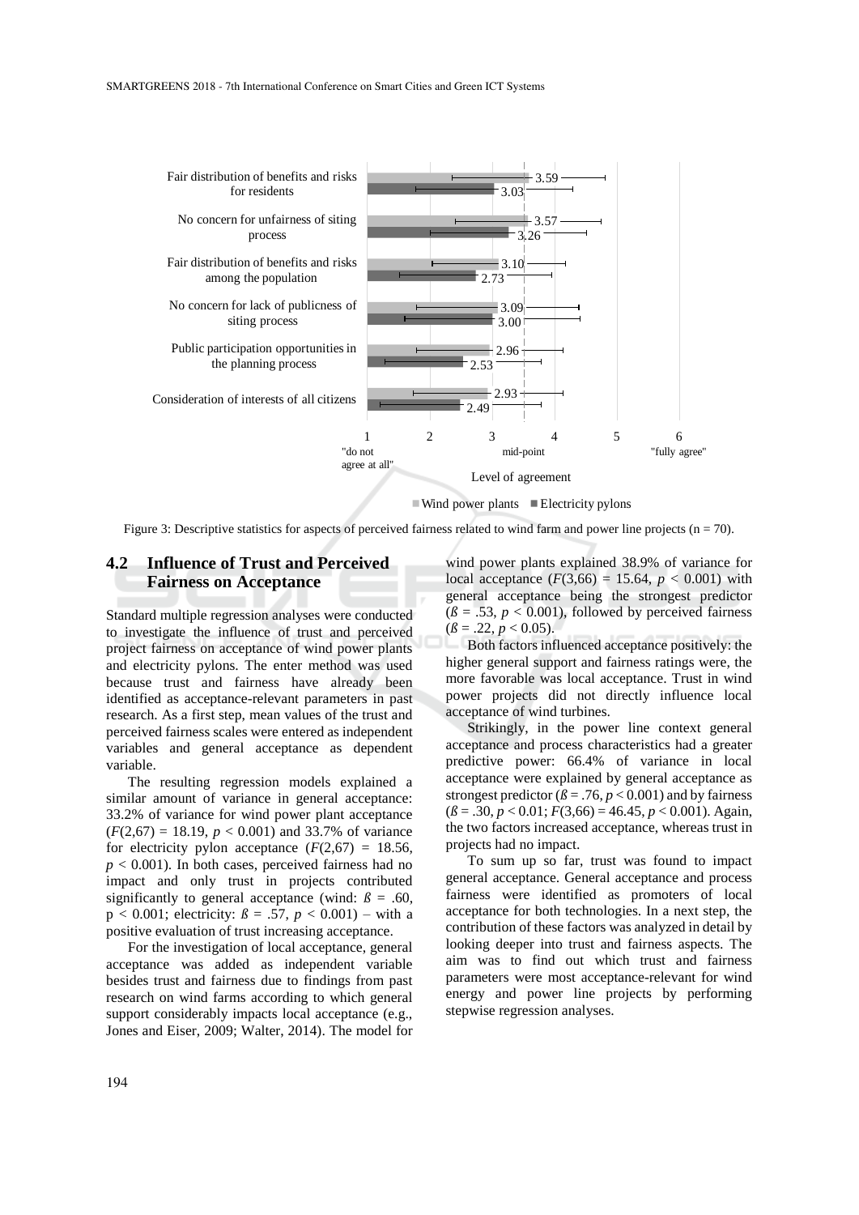Fair distribution of benefits and risks for residents

No concern for unfairness of siting process

Fair distribution of benefits and risks among the population

No concern for lack of publicness of siting process

Public participation opportunities in the planning process

Consideration of interests of all citizens

3.59
3.03
3.57
3.26
3.10
2.73
3.09
3.00
2.96
2.53
2.93
2.49

1 "do not agree at all" 2 3 4 mid-point 5 6 "fully agree"

Level of agreement

Wind power plants ■ Electricity pylons

Figure 3: Descriptive statistics for aspects of perceived fairness related to wind farm and power line projects (n = 70).

## 4.2 Influence of Trust and Perceived Fairness on Acceptance

Standard multiple regression analyses were conducted to investigate the influence of trust and perceived project fairness on acceptance of wind power plants and electricity pylons. The enter method was used because trust and fairness have already been identified as acceptance-relevant parameters in past research. As a first step, mean values of the trust and perceived fairness scales were entered as independent variables and general acceptance as dependent variable.

The resulting regression models explained a similar amount of variance in general acceptance: 33.2% of variance for wind power plant acceptance ($F(2,67) = 18.19$, $p < 0.001$) and 33.7% of variance for electricity pylon acceptance ($F(2,67) = 18.56$, $p < 0.001$). In both cases, perceived fairness had no impact and only trust in projects contributed significantly to general acceptance (wind: $ß = .60$, $p < 0.001$; electricity: $ß = .57$, $p < 0.001$) – with a positive evaluation of trust increasing acceptance.

For the investigation of local acceptance, general acceptance was added as independent variable besides trust and fairness due to findings from past research on wind farms according to which general support considerably impacts local acceptance (e.g., Jones and Eiser, 2009; Walter, 2014). The model for wind power plants explained 38.9% of variance for local acceptance ($F(3,66) = 15.64$, $p < 0.001$) with general acceptance being the strongest predictor ($ß = .53$, $p < 0.001$), followed by perceived fairness ($ß = .22$, $p < 0.05$).

Both factors influenced acceptance positively: the higher general support and fairness ratings were, the more favorable was local acceptance. Trust in wind power projects did not directly influence local acceptance of wind turbines.

Strikingly, in the power line context general acceptance and process characteristics had a greater predictive power: 66.4% of variance in local acceptance were explained by general acceptance as strongest predictor ($ß = .76$, $p < 0.001$) and by fairness ($ß = .30$, $p < 0.01$; $F(3,66) = 46.45$, $p < 0.001$). Again, the two factors increased acceptance, whereas trust in projects had no impact.

To sum up so far, trust was found to impact general acceptance. General acceptance and process fairness were identified as promoters of local acceptance for both technologies. In a next step, the contribution of these factors was analyzed in detail by looking deeper into trust and fairness aspects. The aim was to find out which trust and fairness parameters were most acceptance-relevant for wind energy and power line projects by performing stepwise regression analyses.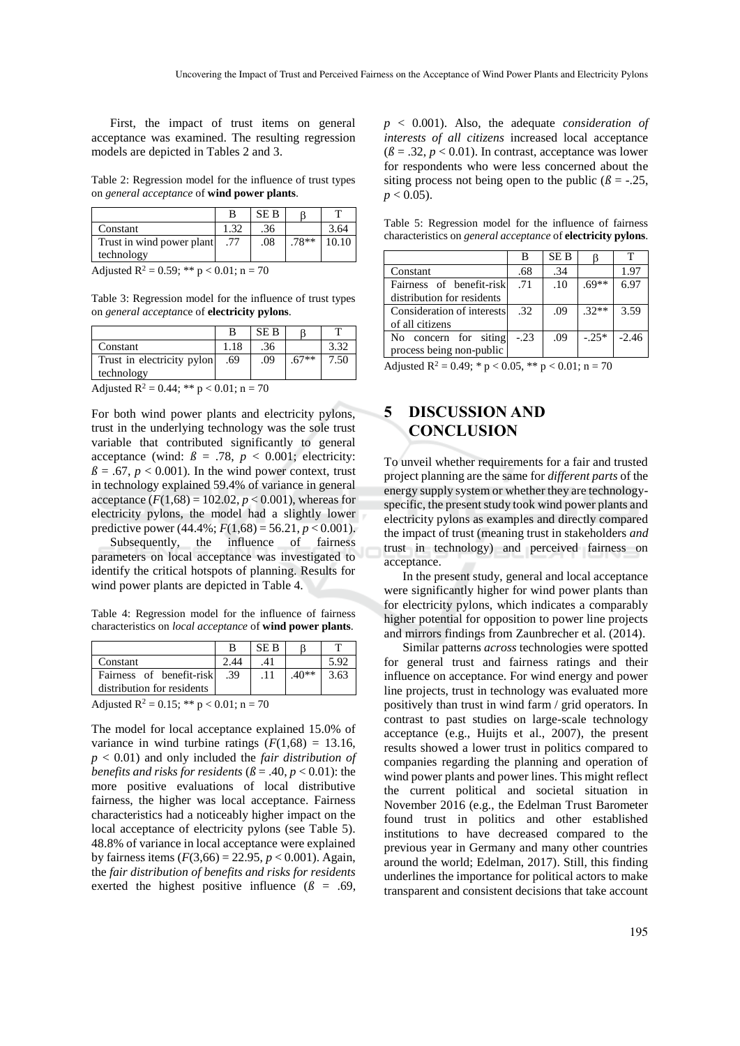First, the impact of trust items on general acceptance was examined. The resulting regression models are depicted in Tables 2 and 3.

Table 2: Regression model for the influence of trust types on *general acceptance* of **wind power plants**.

| | B | SE B | β | T |
|---|---|---|---|---|
| Constant | 1.32 | .36 | | 3.64 |
| Trust in wind power plant technology | .77 | .08 | .78** | 10.10 |

Adjusted $R^2 = 0.59$; ** $p < 0.01$; n = 70

Table 3: Regression model for the influence of trust types on *general acceptance* of **electricity pylons**.

| | B | SE B | β | T |
|---|---|---|---|---|
| Constant | 1.18 | .36 | | 3.32 |
| Trust in electricity pylon technology | .69 | .09 | .67** | 7.50 |

Adjusted $R^2 = 0.44$; ** $p < 0.01$; n = 70

For both wind power plants and electricity pylons, trust in the underlying technology was the sole trust variable that contributed significantly to general acceptance (wind: $ß = .78$, $p < 0.001$; electricity: $ß = .67$, $p < 0.001$). In the wind power context, trust in technology explained 59.4% of variance in general acceptance ($F(1,68) = 102.02$, $p < 0.001$), whereas for electricity pylons, the model had a slightly lower predictive power (44.4%; $F(1,68) = 56.21$, $p < 0.001$).

Subsequently, the influence of fairness parameters on local acceptance was investigated to identify the critical hotspots of planning. Results for wind power plants are depicted in Table 4.

Table 4: Regression model for the influence of fairness characteristics on *local acceptance* of **wind power plants**.

| | B | SE B | β | T |
|---|---|---|---|---|
| Constant | 2.44 | .41 | | 5.92 |
| Fairness of benefit-risk distribution for residents | .39 | .11 | .40** | 3.63 |

Adjusted $R^2 = 0.15$; ** $p < 0.01$; n = 70

The model for local acceptance explained 15.0% of variance in wind turbine ratings ($F(1,68) = 13.16$, $p < 0.01$) and only included the *fair distribution of benefits and risks for residents* ($ß = .40$, $p < 0.01$): the more positive evaluations of local distributive fairness, the higher was local acceptance. Fairness characteristics had a noticeably higher impact on the local acceptance of electricity pylons (see Table 5). 48.8% of variance in local acceptance were explained by fairness items ($F(3,66) = 22.95$, $p < 0.001$). Again, the *fair distribution of benefits and risks for residents* exerted the highest positive influence ($ß = .69$, $p < 0.001$). Also, the adequate *consideration of interests of all citizens* increased local acceptance ($ß = .32$, $p < 0.01$). In contrast, acceptance was lower for respondents who were less concerned about the siting process not being open to the public ($ß = -.25$, $p < 0.05$).

Table 5: Regression model for the influence of fairness characteristics on *general acceptance* of **electricity pylons**.

| | B | SE B | β | T |
|---|---|---|---|---|
| Constant | .68 | .34 | | 1.97 |
| Fairness of benefit-risk distribution for residents | .71 | .10 | .69** | 6.97 |
| Consideration of interests of all citizens | .32 | .09 | .32** | 3.59 |
| No concern for siting process being non-public | -.23 | .09 | -.25* | -2.46 |

Adjusted $R^2 = 0.49$; * $p < 0.05$, ** $p < 0.01$; n = 70

## 5 DISCUSSION AND CONCLUSION

To unveil whether requirements for a fair and trusted project planning are the same for *different parts* of the energy supply system or whether they are technology-specific, the present study took wind power plants and electricity pylons as examples and directly compared the impact of trust (meaning trust in stakeholders *and* trust in technology) and perceived fairness on acceptance.

In the present study, general and local acceptance were significantly higher for wind power plants than for electricity pylons, which indicates a comparably higher potential for opposition to power line projects and mirrors findings from Zaunbrecher et al. (2014).

Similar patterns *across* technologies were spotted for general trust and fairness ratings and their influence on acceptance. For wind energy and power line projects, trust in technology was evaluated more positively than trust in wind farm / grid operators. In contrast to past studies on large-scale technology acceptance (e.g., Huijts et al., 2007), the present results showed a lower trust in politics compared to companies regarding the planning and operation of wind power plants and power lines. This might reflect the current political and societal situation in November 2016 (e.g., the Edelman Trust Barometer found trust in politics and other established institutions to have decreased compared to the previous year in Germany and many other countries around the world; Edelman, 2017). Still, this finding underlines the importance for political actors to make transparent and consistent decisions that take account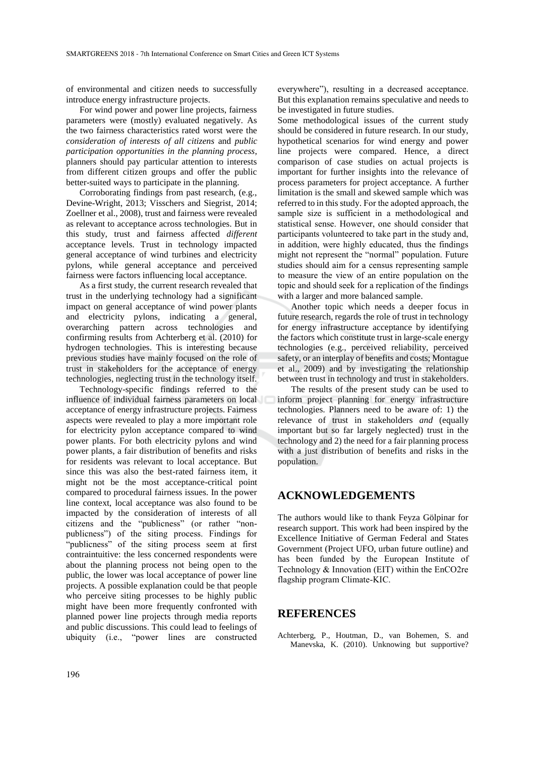of environmental and citizen needs to successfully introduce energy infrastructure projects.

For wind power and power line projects, fairness parameters were (mostly) evaluated negatively. As the two fairness characteristics rated worst were the *consideration of interests of all citizens* and *public participation opportunities in the planning process*, planners should pay particular attention to interests from different citizen groups and offer the public better-suited ways to participate in the planning.

Corroborating findings from past research, (e.g., Devine-Wright, 2013; Visschers and Siegrist, 2014; Zoellner et al., 2008), trust and fairness were revealed as relevant to acceptance across technologies. But in this study, trust and fairness affected *different* acceptance levels. Trust in technology impacted general acceptance of wind turbines and electricity pylons, while general acceptance and perceived fairness were factors influencing local acceptance.

As a first study, the current research revealed that trust in the underlying technology had a significant impact on general acceptance of wind power plants and electricity pylons, indicating a general, overarching pattern across technologies and confirming results from Achterberg et al. (2010) for hydrogen technologies. This is interesting because previous studies have mainly focused on the role of trust in stakeholders for the acceptance of energy technologies, neglecting trust in the technology itself.

Technology-specific findings referred to the influence of individual fairness parameters on local acceptance of energy infrastructure projects. Fairness aspects were revealed to play a more important role for electricity pylon acceptance compared to wind power plants. For both electricity pylons and wind power plants, a fair distribution of benefits and risks for residents was relevant to local acceptance. But since this was also the best-rated fairness item, it might not be the most acceptance-critical point compared to procedural fairness issues. In the power line context, local acceptance was also found to be impacted by the consideration of interests of all citizens and the "publicness" (or rather "non-publicness") of the siting process. Findings for "publicness" of the siting process seem at first contraintuitive: the less concerned respondents were about the planning process not being open to the public, the lower was local acceptance of power line projects. A possible explanation could be that people who perceive siting processes to be highly public might have been more frequently confronted with planned power line projects through media reports and public discussions. This could lead to feelings of ubiquity (i.e., "power lines are constructed everywhere"), resulting in a decreased acceptance. But this explanation remains speculative and needs to be investigated in future studies.

Some methodological issues of the current study should be considered in future research. In our study, hypothetical scenarios for wind energy and power line projects were compared. Hence, a direct comparison of case studies on actual projects is important for further insights into the relevance of process parameters for project acceptance. A further limitation is the small and skewed sample which was referred to in this study. For the adopted approach, the sample size is sufficient in a methodological and statistical sense. However, one should consider that participants volunteered to take part in the study and, in addition, were highly educated, thus the findings might not represent the "normal" population. Future studies should aim for a census representing sample to measure the view of an entire population on the topic and should seek for a replication of the findings with a larger and more balanced sample.

Another topic which needs a deeper focus in future research, regards the role of trust in technology for energy infrastructure acceptance by identifying the factors which constitute trust in large-scale energy technologies (e.g., perceived reliability, perceived safety, or an interplay of benefits and costs; Montague et al., 2009) and by investigating the relationship between trust in technology and trust in stakeholders.

The results of the present study can be used to inform project planning for energy infrastructure technologies. Planners need to be aware of: 1) the relevance of trust in stakeholders *and* (equally important but so far largely neglected) trust in the technology and 2) the need for a fair planning process with a just distribution of benefits and risks in the population.

## ACKNOWLEDGEMENTS

The authors would like to thank Feyza Gölpinar for research support. This work had been inspired by the Excellence Initiative of German Federal and States Government (Project UFO, urban future outline) and has been funded by the European Institute of Technology & Innovation (EIT) within the EnCO2re flagship program Climate-KIC.

## REFERENCES

Achterberg, P., Houtman, D., van Bohemen, S. and Manevska, K. (2010). Unknowing but supportive?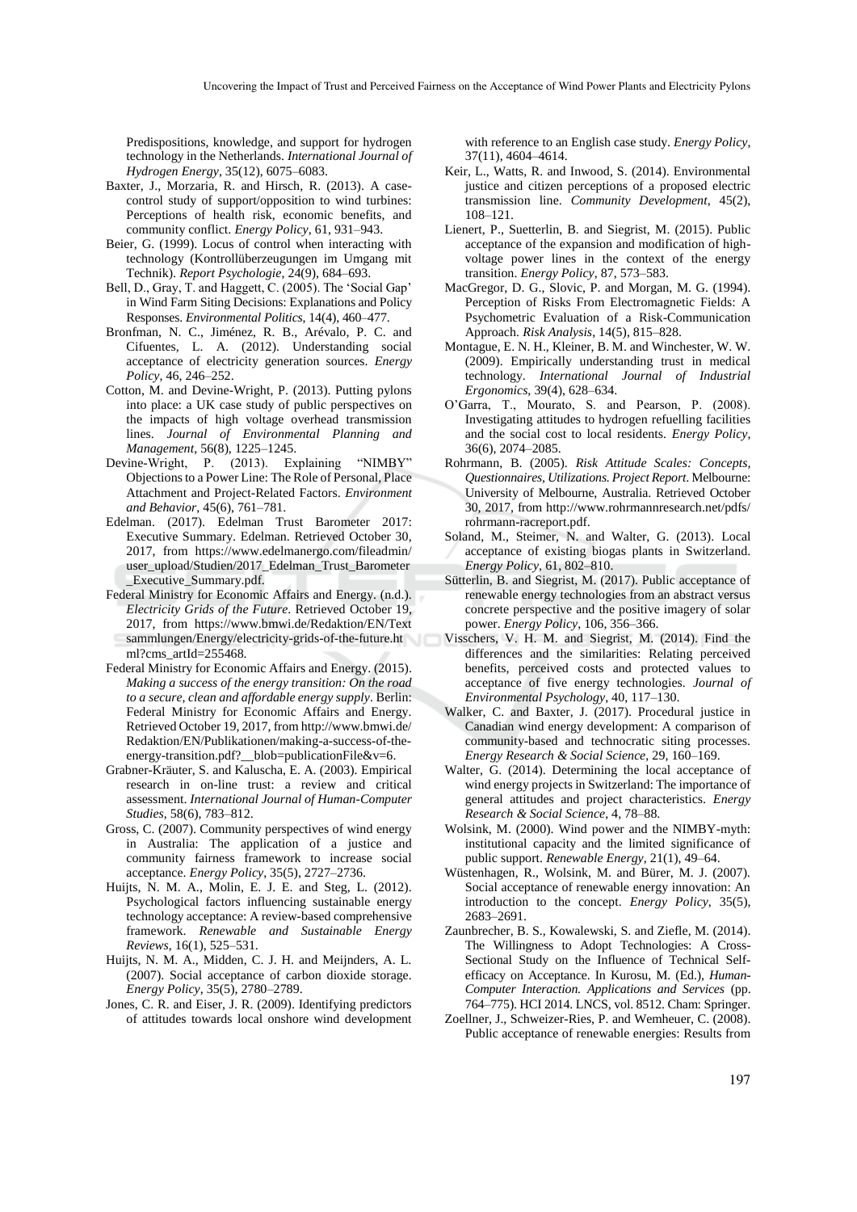Predispositions, knowledge, and support for hydrogen technology in the Netherlands. *International Journal of Hydrogen Energy*, 35(12), 6075–6083.

Baxter, J., Morzaria, R. and Hirsch, R. (2013). A case-control study of support/opposition to wind turbines: Perceptions of health risk, economic benefits, and community conflict. *Energy Policy*, 61, 931–943.

Beier, G. (1999). Locus of control when interacting with technology (Kontrollüberzeugungen im Umgang mit Technik). *Report Psychologie*, 24(9), 684–693.

Bell, D., Gray, T. and Haggett, C. (2005). The 'Social Gap' in Wind Farm Siting Decisions: Explanations and Policy Responses. *Environmental Politics*, 14(4), 460–477.

Bronfman, N. C., Jiménez, R. B., Arévalo, P. C. and Cifuentes, L. A. (2012). Understanding social acceptance of electricity generation sources. *Energy Policy*, 46, 246–252.

Cotton, M. and Devine-Wright, P. (2013). Putting pylons into place: a UK case study of public perspectives on the impacts of high voltage overhead transmission lines. *Journal of Environmental Planning and Management*, 56(8), 1225–1245.

Devine-Wright, P. (2013). Explaining "NIMBY" Objections to a Power Line: The Role of Personal, Place Attachment and Project-Related Factors. *Environment and Behavior*, 45(6), 761–781.

Edelman. (2017). Edelman Trust Barometer 2017: Executive Summary. Edelman. Retrieved October 30, 2017, from https://www.edelmanergo.com/fileadmin/user_upload/Studien/2017_Edelman_Trust_Barometer_Executive_Summary.pdf.

Federal Ministry for Economic Affairs and Energy. (n.d.). *Electricity Grids of the Future*. Retrieved October 19, 2017, from https://www.bmwi.de/Redaktion/EN/Textsammlungen/Energy/electricity-grids-of-the-future.html?cms_artId=255468.

Federal Ministry for Economic Affairs and Energy. (2015). *Making a success of the energy transition: On the road to a secure, clean and affordable energy supply*. Berlin: Federal Ministry for Economic Affairs and Energy. Retrieved October 19, 2017, from http://www.bmwi.de/Redaktion/EN/Publikationen/making-a-success-of-the-energy-transition.pdf?__blob=publicationFile&v=6.

Grabner-Kräuter, S. and Kaluscha, E. A. (2003). Empirical research in on-line trust: a review and critical assessment. *International Journal of Human-Computer Studies*, 58(6), 783–812.

Gross, C. (2007). Community perspectives of wind energy in Australia: The application of a justice and community fairness framework to increase social acceptance. *Energy Policy*, 35(5), 2727–2736.

Huijts, N. M. A., Molin, E. J. E. and Steg, L. (2012). Psychological factors influencing sustainable energy technology acceptance: A review-based comprehensive framework. *Renewable and Sustainable Energy Reviews*, 16(1), 525–531.

Huijts, N. M. A., Midden, C. J. H. and Meijnders, A. L. (2007). Social acceptance of carbon dioxide storage. *Energy Policy*, 35(5), 2780–2789.

Jones, C. R. and Eiser, J. R. (2009). Identifying predictors of attitudes towards local onshore wind development with reference to an English case study. *Energy Policy*, 37(11), 4604–4614.

Keir, L., Watts, R. and Inwood, S. (2014). Environmental justice and citizen perceptions of a proposed electric transmission line. *Community Development*, 45(2), 108–121.

Lienert, P., Suetterlin, B. and Siegrist, M. (2015). Public acceptance of the expansion and modification of high-voltage power lines in the context of the energy transition. *Energy Policy*, 87, 573–583.

MacGregor, D. G., Slovic, P. and Morgan, M. G. (1994). Perception of Risks From Electromagnetic Fields: A Psychometric Evaluation of a Risk-Communication Approach. *Risk Analysis*, 14(5), 815–828.

Montague, E. N. H., Kleiner, B. M. and Winchester, W. W. (2009). Empirically understanding trust in medical technology. *International Journal of Industrial Ergonomics*, 39(4), 628–634.

O'Garra, T., Mourato, S. and Pearson, P. (2008). Investigating attitudes to hydrogen refuelling facilities and the social cost to local residents. *Energy Policy*, 36(6), 2074–2085.

Rohrmann, B. (2005). *Risk Attitude Scales: Concepts, Questionnaires, Utilizations. Project Report*. Melbourne: University of Melbourne, Australia. Retrieved October 30, 2017, from http://www.rohrmannresearch.net/pdfs/rohrmann-racreport.pdf.

Soland, M., Steimer, N. and Walter, G. (2013). Local acceptance of existing biogas plants in Switzerland. *Energy Policy*, 61, 802–810.

Sütterlin, B. and Siegrist, M. (2017). Public acceptance of renewable energy technologies from an abstract versus concrete perspective and the positive imagery of solar power. *Energy Policy*, 106, 356–366.

Visschers, V. H. M. and Siegrist, M. (2014). Find the differences and the similarities: Relating perceived benefits, perceived costs and protected values to acceptance of five energy technologies. *Journal of Environmental Psychology*, 40, 117–130.

Walker, C. and Baxter, J. (2017). Procedural justice in Canadian wind energy development: A comparison of community-based and technocratic siting processes. *Energy Research & Social Science*, 29, 160–169.

Walter, G. (2014). Determining the local acceptance of wind energy projects in Switzerland: The importance of general attitudes and project characteristics. *Energy Research & Social Science*, 4, 78–88.

Wolsink, M. (2000). Wind power and the NIMBY-myth: institutional capacity and the limited significance of public support. *Renewable Energy*, 21(1), 49–64.

Wüstenhagen, R., Wolsink, M. and Bürer, M. J. (2007). Social acceptance of renewable energy innovation: An introduction to the concept. *Energy Policy*, 35(5), 2683–2691.

Zaunbrecher, B. S., Kowalewski, S. and Ziefle, M. (2014). The Willingness to Adopt Technologies: A Cross-Sectional Study on the Influence of Technical Self-efficacy on Acceptance. In Kurosu, M. (Ed.), *Human-Computer Interaction. Applications and Services* (pp. 764–775). HCI 2014. LNCS, vol. 8512. Cham: Springer.

Zoellner, J., Schweizer-Ries, P. and Wemheuer, C. (2008). Public acceptance of renewable energies: Results from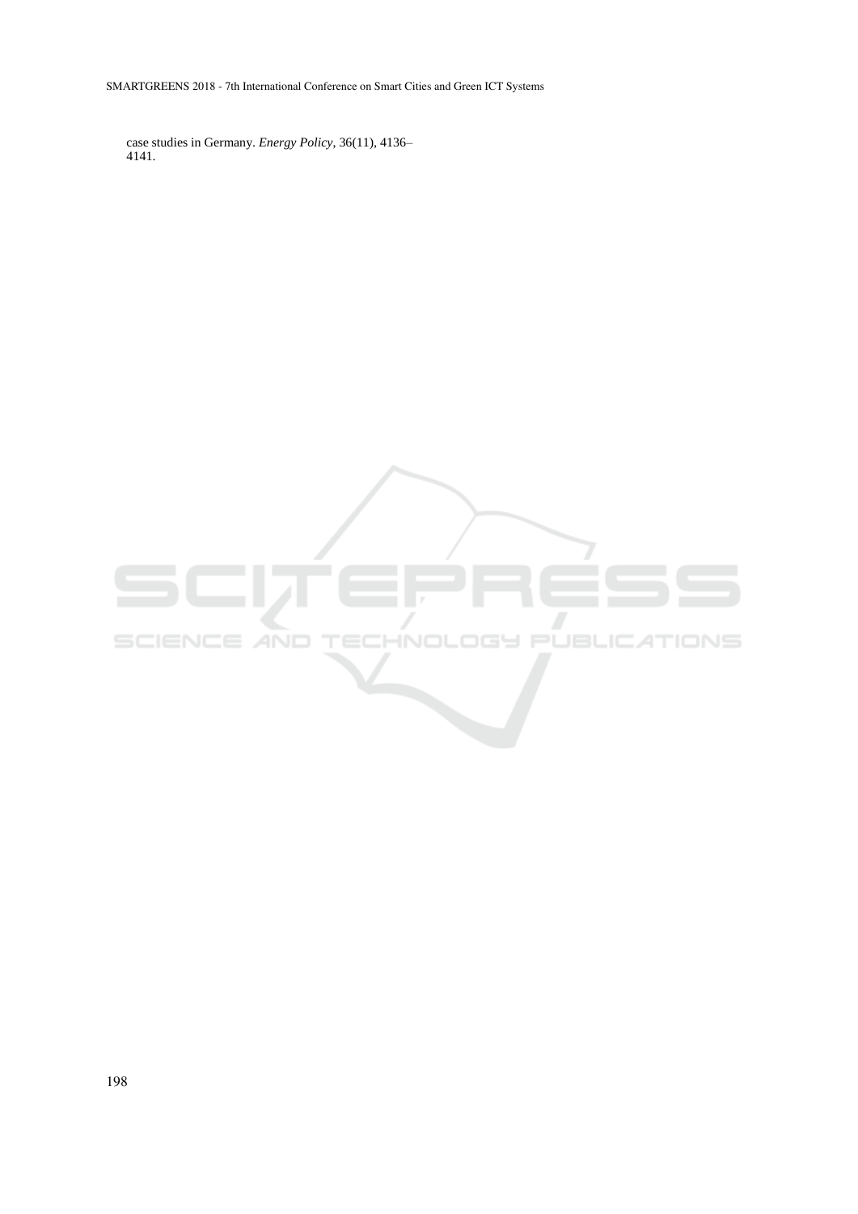case studies in Germany. *Energy Policy*, 36(11), 4136–4141.